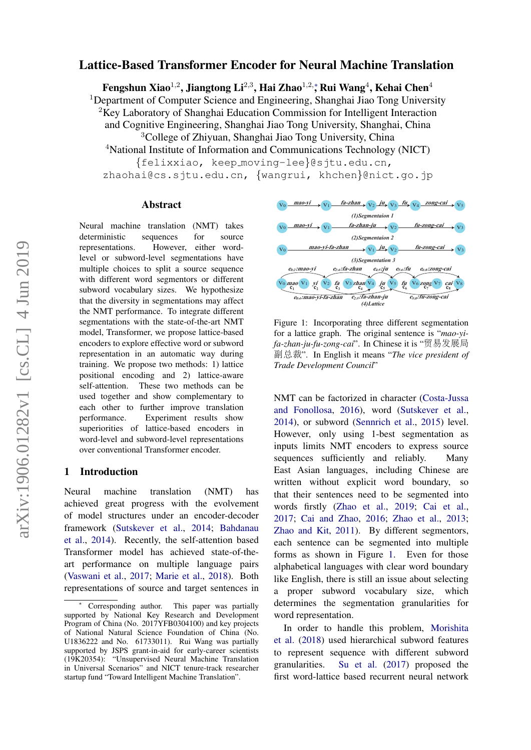# Lattice-Based Transformer Encoder for Neural Machine Translation

**Fengshun Xiao**[1,2], **Jiangtong Li**[2,3], **Hai Zhao**[1,2,*], **Rui Wang**[4], **Kehai Chen**[4]

[1]Department of Computer Science and Engineering, Shanghai Jiao Tong University
[2]Key Laboratory of Shanghai Education Commission for Intelligent Interaction and Cognitive Engineering, Shanghai Jiao Tong University, Shanghai, China
[3]College of Zhiyuan, Shanghai Jiao Tong University, China
[4]National Institute of Information and Communications Technology (NICT)
{felixxiao, keep_moving-lee}@sjtu.edu.cn,
zhaohai@cs.sjtu.edu.cn, {wangrui, khchen}@nict.go.jp

## Abstract

Neural machine translation (NMT) takes deterministic sequences for source representations. However, either word-level or subword-level segmentations have multiple choices to split a source sequence with different word segmentors or different subword vocabulary sizes. We hypothesize that the diversity in segmentations may affect the NMT performance. To integrate different segmentations with the state-of-the-art NMT model, Transformer, we propose lattice-based encoders to explore effective word or subword representation in an automatic way during training. We propose two methods: 1) lattice positional encoding and 2) lattice-aware self-attention. These two methods can be used together and show complementary to each other to further improve translation performance. Experiment results show superiorities of lattice-based encoders in word-level and subword-level representations over conventional Transformer encoder.

## 1 Introduction

Neural machine translation (NMT) has achieved great progress with the evolvement of model structures under an encoder-decoder framework (Sutskever et al., 2014; Bahdanau et al., 2014). Recently, the self-attention based Transformer model has achieved state-of-the-art performance on multiple language pairs (Vaswani et al., 2017; Marie et al., 2018). Both representations of source and target sentences in NMT can be factorized in character (Costa-Jussa and Fonollosa, 2016), word (Sutskever et al., 2014), or subword (Sennrich et al., 2015) level. However, only using 1-best segmentation as inputs limits NMT encoders to express source sequences sufficiently and reliably. Many East Asian languages, including Chinese are written without explicit word boundary, so that their sentences need to be segmented into words firstly (Zhao et al., 2019; Cai et al., 2017; Cai and Zhao, 2016; Zhao et al., 2013; Zhao and Kit, 2011). By different segmentors, each sentence can be segmented into multiple forms as shown in Figure 1. Even for those alphabetical languages with clear word boundary like English, there is still an issue about selecting a proper subword vocabulary size, which determines the segmentation granularities for word representation.

Figure 1: Incorporating three different segmentation for a lattice graph. The original sentence is "*mao-yi-fa-zhan-ju-fu-zong-cai*". In Chinese it is "贸易发展局副总裁". In English it means "*The vice president of Trade Development Council*"

In order to handle this problem, Morishita et al. (2018) used hierarchical subword features to represent sequence with different subword granularities. Su et al. (2017) proposed the first word-lattice based recurrent neural network

[*] Corresponding author. This paper was partially supported by National Key Research and Development Program of China (No. 2017YFB0304100) and key projects of National Natural Science Foundation of China (No. U1836222 and No. 61733011). Rui Wang was partially supported by JSPS grant-in-aid for early-career scientists (19K20354): "Unsupervised Neural Machine Translation in Universal Scenarios" and NICT tenure-track researcher startup fund "Toward Intelligent Machine Translation".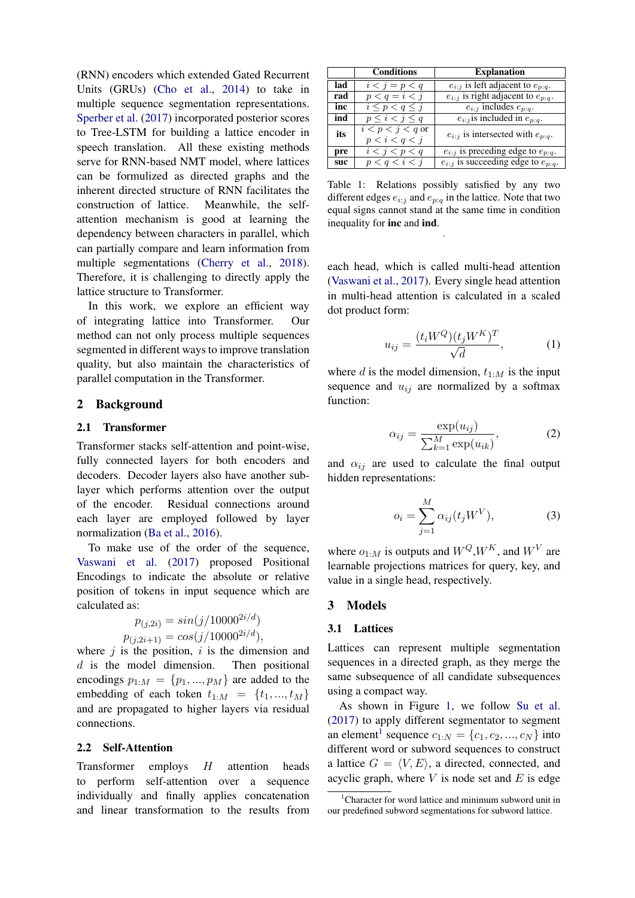(RNN) encoders which extended Gated Recurrent Units (GRUs) (Cho et al., 2014) to take in multiple sequence segmentation representations. Sperber et al. (2017) incorporated posterior scores to Tree-LSTM for building a lattice encoder in speech translation. All these existing methods serve for RNN-based NMT model, where lattices can be formulized as directed graphs and the inherent directed structure of RNN facilitates the construction of lattice. Meanwhile, the self-attention mechanism is good at learning the dependency between characters in parallel, which can partially compare and learn information from multiple segmentations (Cherry et al., 2018). Therefore, it is challenging to directly apply the lattice structure to Transformer.

In this work, we explore an efficient way of integrating lattice into Transformer. Our method can not only process multiple sequences segmented in different ways to improve translation quality, but also maintain the characteristics of parallel computation in the Transformer.

## 2 Background

### 2.1 Transformer

Transformer stacks self-attention and point-wise, fully connected layers for both encoders and decoders. Decoder layers also have another sub-layer which performs attention over the output of the encoder. Residual connections around each layer are employed followed by layer normalization (Ba et al., 2016).

To make use of the order of the sequence, Vaswani et al. (2017) proposed Positional Encodings to indicate the absolute or relative position of tokens in input sequence which are calculated as:

$$p_{(j,2i)} = sin(j/10000^{2i/d})$$
$$p_{(j,2i+1)} = cos(j/10000^{2i/d}),$$

where $j$ is the position, $i$ is the dimension and $d$ is the model dimension. Then positional encodings $p_{1:M} = \{p_1, ..., p_M\}$ are added to the embedding of each token $t_{1:M} = \{t_1, ..., t_M\}$ and are propagated to higher layers via residual connections.

### 2.2 Self-Attention

Transformer employs $H$ attention heads to perform self-attention over a sequence individually and finally applies concatenation and linear transformation to the results from each head, which is called multi-head attention (Vaswani et al., 2017). Every single head attention in multi-head attention is calculated in a scaled dot product form:

$$u_{ij} = \frac{(t_i W^Q)(t_j W^K)^T}{\sqrt{d}}, \quad (1)$$

where $d$ is the model dimension, $t_{1:M}$ is the input sequence and $u_{ij}$ are normalized by a softmax function:

$$\alpha_{ij} = \frac{\exp(u_{ij})}{\sum_{k=1}^{M} \exp(u_{ik})}, \quad (2)$$

and $\alpha_{ij}$ are used to calculate the final output hidden representations:

$$o_i = \sum_{j=1}^{M} \alpha_{ij}(t_j W^V), \quad (3)$$

where $o_{1:M}$ is outputs and $W^Q$,$W^K$, and $W^V$ are learnable projections matrices for query, key, and value in a single head, respectively.

| | Conditions | Explanation |
|---|---|---|
| **lad** | $i < j = p < q$ | $e_{i:j}$ is left adjacent to $e_{p:q}$. |
| **rad** | $p < q = i < j$ | $e_{i:j}$ is right adjacent to $e_{p:q}$. |
| **inc** | $i \leq p < q \leq j$ | $e_{i:j}$ includes $e_{p:q}$. |
| **ind** | $p \leq i < j \leq q$ | $e_{i:j}$ is included in $e_{p:q}$. |
| **its** | $i < p < j < q$ or $p < i < q < j$ | $e_{i:j}$ is intersected with $e_{p:q}$. |
| **pre** | $i < j < p < q$ | $e_{i:j}$ is preceding edge to $e_{p:q}$. |
| **suc** | $p < q < i < j$ | $e_{i:j}$ is succeeding edge to $e_{p:q}$. |

Table 1: Relations possibly satisfied by any two different edges $e_{i:j}$ and $e_{p:q}$ in the lattice. Note that two equal signs cannot stand at the same time in condition inequality for **inc** and **ind**.

## 3 Models

### 3.1 Lattices

Lattices can represent multiple segmentation sequences in a directed graph, as they merge the same subsequence of all candidate subsequences using a compact way.

As shown in Figure 1, we follow Su et al. (2017) to apply different segmentator to segment an element[1] sequence $c_{1:N} = \{c_1, c_2, ..., c_N\}$ into different word or subword sequences to construct a lattice $G = \langle V, E \rangle$, a directed, connected, and acyclic graph, where $V$ is node set and $E$ is edge

[1]Character for word lattice and minimum subword unit in our predefined subword segmentations for subword lattice.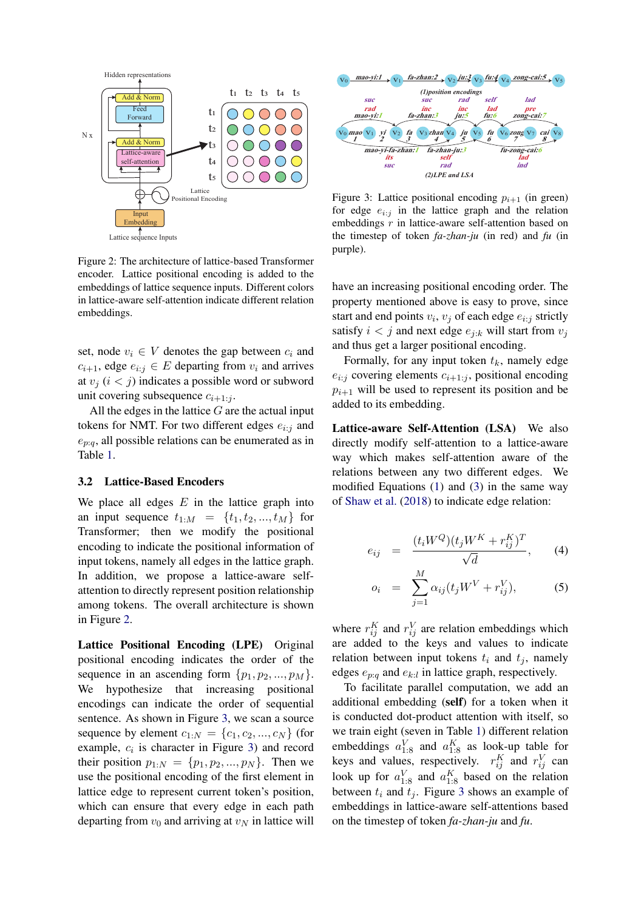Figure 2: The architecture of lattice-based Transformer encoder. Lattice positional encoding is added to the embeddings of lattice sequence inputs. Different colors in lattice-aware self-attention indicate different relation embeddings.

set, node $v_i \in V$ denotes the gap between $c_i$ and $c_{i+1}$, edge $e_{i:j} \in E$ departing from $v_i$ and arrives at $v_j$ ($i < j$) indicates a possible word or subword unit covering subsequence $c_{i+1:j}$.

All the edges in the lattice $G$ are the actual input tokens for NMT. For two different edges $e_{i:j}$ and $e_{p:q}$, all possible relations can be enumerated as in Table 1.

## 3.2 Lattice-Based Encoders

We place all edges $E$ in the lattice graph into an input sequence $t_{1:M} = \{t_1, t_2, ..., t_M\}$ for Transformer; then we modify the positional encoding to indicate the positional information of input tokens, namely all edges in the lattice graph. In addition, we propose a lattice-aware self-attention to directly represent position relationship among tokens. The overall architecture is shown in Figure 2.

**Lattice Positional Encoding (LPE)** Original positional encoding indicates the order of the sequence in an ascending form $\{p_1, p_2, ..., p_M\}$. We hypothesize that increasing positional encodings can indicate the order of sequential sentence. As shown in Figure 3, we scan a source sequence by element $c_{1:N} = \{c_1, c_2, ..., c_N\}$ (for example, $c_i$ is character in Figure 3) and record their position $p_{1:N} = \{p_1, p_2, ..., p_N\}$. Then we use the positional encoding of the first element in lattice edge to represent current token's position, which can ensure that every edge in each path departing from $v_0$ and arriving at $v_N$ in lattice will have an increasing positional encoding order. The property mentioned above is easy to prove, since start and end points $v_i$, $v_j$ of each edge $e_{i:j}$ strictly satisfy $i < j$ and next edge $e_{j:k}$ will start from $v_j$ and thus get a larger positional encoding.

Figure 3: Lattice positional encoding $p_{i+1}$ (in green) for edge $e_{i:j}$ in the lattice graph and the relation embeddings $r$ in lattice-aware self-attention based on the timestep of token *fa-zhan-ju* (in red) and *fu* (in purple).

Formally, for any input token $t_k$, namely edge $e_{i:j}$ covering elements $c_{i+1:j}$, positional encoding $p_{i+1}$ will be used to represent its position and be added to its embedding.

**Lattice-aware Self-Attention (LSA)** We also directly modify self-attention to a lattice-aware way which makes self-attention aware of the relations between any two different edges. We modified Equations (1) and (3) in the same way of Shaw et al. (2018) to indicate edge relation:

$$e_{ij} = \frac{(t_i W^Q)(t_j W^K + r_{ij}^K)^T}{\sqrt{d}}, \quad (4)$$

$$o_i = \sum_{j=1}^{M} \alpha_{ij}(t_j W^V + r_{ij}^V), \quad (5)$$

where $r_{ij}^K$ and $r_{ij}^V$ are relation embeddings which are added to the keys and values to indicate relation between input tokens $t_i$ and $t_j$, namely edges $e_{p:q}$ and $e_{k:l}$ in lattice graph, respectively.

To facilitate parallel computation, we add an additional embedding (**self**) for a token when it is conducted dot-product attention with itself, so we train eight (seven in Table 1) different relation embeddings $a_{1:8}^V$ and $a_{1:8}^K$ as look-up table for keys and values, respectively. $r_{ij}^K$ and $r_{ij}^V$ can look up for $a_{1:8}^V$ and $a_{1:8}^K$ based on the relation between $t_i$ and $t_j$. Figure 3 shows an example of embeddings in lattice-aware self-attentions based on the timestep of token *fa-zhan-ju* and *fu*.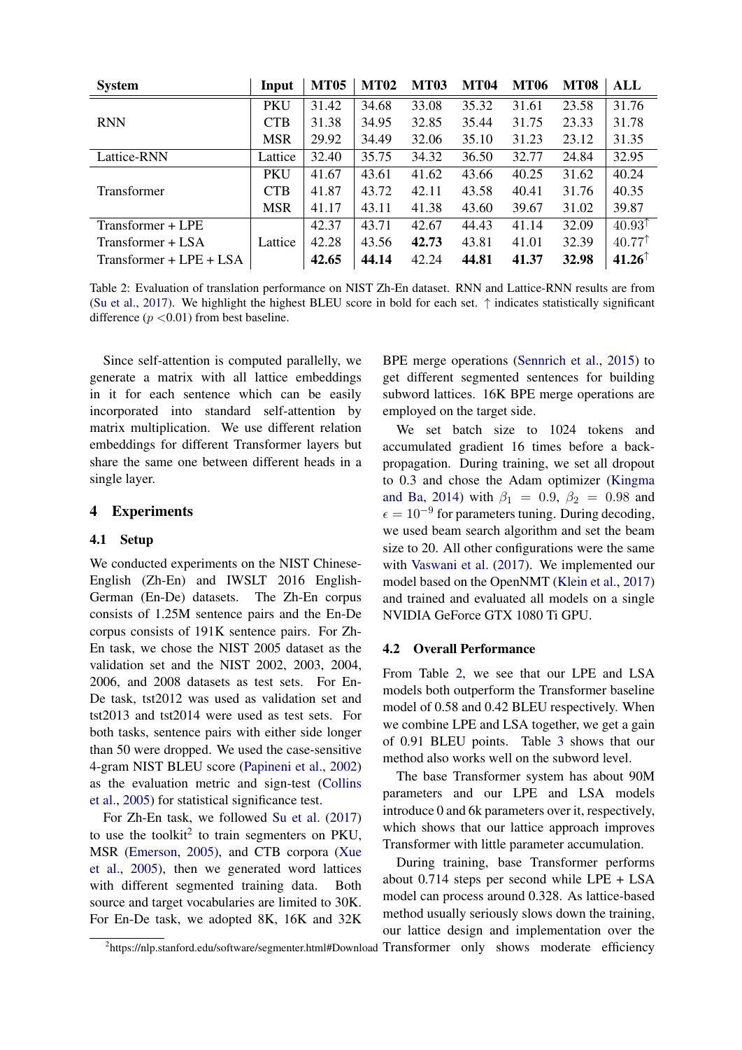| System | Input | MT05 | MT02 | MT03 | MT04 | MT06 | MT08 | ALL |
|---|---|---|---|---|---|---|---|---|
| RNN | PKU | 31.42 | 34.68 | 33.08 | 35.32 | 31.61 | 23.58 | 31.76 |
| | CTB | 31.38 | 34.95 | 35.44 | 35.44 | 31.75 | 23.33 | 31.78 |
| | MSR | 29.92 | 34.49 | 32.06 | 35.10 | 31.23 | 23.12 | 31.35 |
| Lattice-RNN | Lattice | 32.40 | 35.75 | 34.32 | 36.50 | 32.77 | 24.84 | 32.95 |
| Transformer | PKU | 41.67 | 43.61 | 41.62 | 43.66 | 40.25 | 31.62 | 40.24 |
| | CTB | 41.87 | 43.72 | 42.11 | 43.58 | 40.41 | 31.76 | 40.35 |
| | MSR | 41.17 | 43.11 | 41.38 | 43.60 | 39.67 | 31.02 | 39.87 |
| Transformer + LPE | Lattice | 42.37 | 43.71 | 42.67 | 44.43 | 41.14 | 32.09 | 40.93$^{\uparrow}$ |
| Transformer + LSA | | 42.28 | 43.56 | **42.73** | 43.81 | 41.01 | 32.39 | 40.77$^{\uparrow}$ |
| Transformer + LPE + LSA | | **42.65** | **44.14** | 42.24 | **44.81** | **41.37** | **32.98** | **41.26**$^{\uparrow}$ |

Table 2: Evaluation of translation performance on NIST Zh-En dataset. RNN and Lattice-RNN results are from (Su et al., 2017). We highlight the highest BLEU score in bold for each set. ↑ indicates statistically significant difference ($p$ <0.01) from best baseline.

Since self-attention is computed parallelly, we generate a matrix with all lattice embeddings in it for each sentence which can be easily incorporated into standard self-attention by matrix multiplication. We use different relation embeddings for different Transformer layers but share the same one between different heads in a single layer.

## 4 Experiments

### 4.1 Setup

We conducted experiments on the NIST Chinese-English (Zh-En) and IWSLT 2016 English-German (En-De) datasets. The Zh-En corpus consists of 1.25M sentence pairs and the En-De corpus consists of 191K sentence pairs. For Zh-En task, we chose the NIST 2005 dataset as the validation set and the NIST 2002, 2003, 2004, 2006, and 2008 datasets as test sets. For En-De task, tst2012 was used as validation set and tst2013 and tst2014 were used as test sets. For both tasks, sentence pairs with either side longer than 50 were dropped. We used the case-sensitive 4-gram NIST BLEU score (Papineni et al., 2002) as the evaluation metric and sign-test (Collins et al., 2005) for statistical significance test.

For Zh-En task, we followed Su et al. (2017) to use the toolkit[2] to train segmenters on PKU, MSR (Emerson, 2005), and CTB corpora (Xue et al., 2005), then we generated word lattices with different segmented training data. Both source and target vocabularies are limited to 30K. For En-De task, we adopted 8K, 16K and 32K BPE merge operations (Sennrich et al., 2015) to get different segmented sentences for building subword lattices. 16K BPE merge operations are employed on the target side.

We set batch size to 1024 tokens and accumulated gradient 16 times before a back-propagation. During training, we set all dropout to 0.3 and chose the Adam optimizer (Kingma and Ba, 2014) with $\beta_1 = 0.9$, $\beta_2 = 0.98$ and $\epsilon = 10^{-9}$ for parameters tuning. During decoding, we used beam search algorithm and set the beam size to 20. All other configurations were the same with Vaswani et al. (2017). We implemented our model based on the OpenNMT (Klein et al., 2017) and trained and evaluated all models on a single NVIDIA GeForce GTX 1080 Ti GPU.

### 4.2 Overall Performance

From Table 2, we see that our LPE and LSA models both outperform the Transformer baseline model of 0.58 and 0.42 BLEU respectively. When we combine LPE and LSA together, we get a gain of 0.91 BLEU points. Table 3 shows that our method also works well on the subword level.

The base Transformer system has about 90M parameters and our LPE and LSA models introduce 0 and 6k parameters over it, respectively, which shows that our lattice approach improves Transformer with little parameter accumulation.

During training, base Transformer performs about 0.714 steps per second while LPE + LSA model can process around 0.328. As lattice-based method usually seriously slows down the training, our lattice design and implementation over the Transformer only shows moderate efficiency

[2] https://nlp.stanford.edu/software/segmenter.html#Download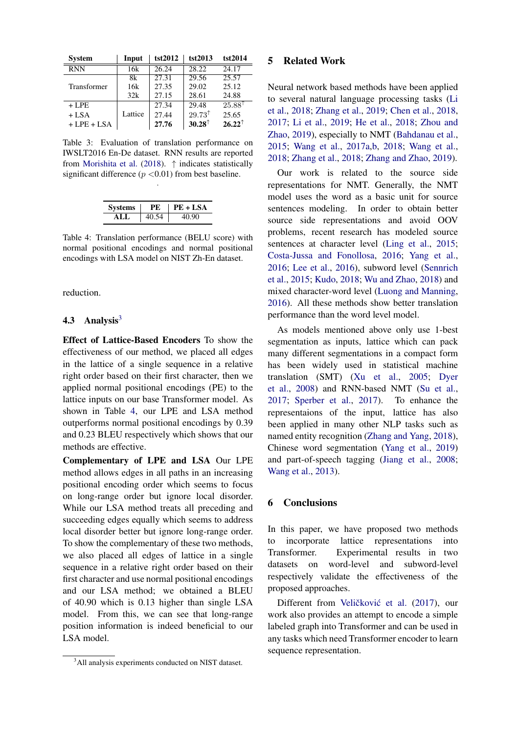| System | Input | tst2012 | tst2013 | tst2014 |
|---|---|---|---|---|
| RNN | 16k | 26.24 | 28.22 | 24.17 |
| Transformer | 8k | 27.31 | 29.56 | 25.57 |
| | 16k | 27.35 | 29.02 | 25.12 |
| | 32k | 27.15 | 28.61 | 24.88 |
| + LPE | Lattice | 27.34 | 29.48 | 25.88$^{\uparrow}$ |
| + LSA | | 27.44 | 29.73$^{\uparrow}$ | 25.65 |
| + LPE + LSA | | **27.76** | **30.28**$^{\uparrow}$ | **26.22**$^{\uparrow}$ |

Table 3: Evaluation of translation performance on IWSLT2016 En-De dataset. RNN results are reported from Morishita et al. (2018). $\uparrow$ indicates statistically significant difference ($p$ <0.01) from best baseline.

| Systems | PE | PE + LSA |
|---|---|---|
| ALL | 40.54 | 40.90 |

Table 4: Translation performance (BELU score) with normal positional encodings and normal positional encodings with LSA model on NIST Zh-En dataset.

reduction.

### 4.3 Analysis[3]

**Effect of Lattice-Based Encoders** To show the effectiveness of our method, we placed all edges in the lattice of a single sequence in a relative right order based on their first character, then we applied normal positional encodings (PE) to the lattice inputs on our base Transformer model. As shown in Table 4, our LPE and LSA method outperforms normal positional encodings by 0.39 and 0.23 BLEU respectively which shows that our methods are effective.

**Complementary of LPE and LSA** Our LPE method allows edges in all paths in an increasing positional encoding order which seems to focus on long-range order but ignore local disorder. While our LSA method treats all preceding and succeeding edges equally which seems to address local disorder better but ignore long-range order. To show the complementary of these two methods, we also placed all edges of lattice in a single sequence in a relative right order based on their first character and use normal positional encodings and our LSA method; we obtained a BLEU of 40.90 which is 0.13 higher than single LSA model. From this, we can see that long-range position information is indeed beneficial to our LSA model.

[3] All analysis experiments conducted on NIST dataset.

## 5 Related Work

Neural network based methods have been applied to several natural language processing tasks (Li et al., 2018; Zhang et al., 2019; Chen et al., 2018, 2017; Li et al., 2019; He et al., 2018; Zhou and Zhao, 2019), especially to NMT (Bahdanau et al., 2015; Wang et al., 2017a,b, 2018; Wang et al., 2018; Zhang et al., 2018; Zhang and Zhao, 2019).

Our work is related to the source side representations for NMT. Generally, the NMT model uses the word as a basic unit for source sentences modeling. In order to obtain better source side representations and avoid OOV problems, recent research has modeled source sentences at character level (Ling et al., 2015; Costa-Jussa and Fonollosa, 2016; Yang et al., 2016; Lee et al., 2016), subword level (Sennrich et al., 2015; Kudo, 2018; Wu and Zhao, 2018) and mixed character-word level (Luong and Manning, 2016). All these methods show better translation performance than the word level model.

As models mentioned above only use 1-best segmentation as inputs, lattice which can pack many different segmentations in a compact form has been widely used in statistical machine translation (SMT) (Xu et al., 2005; Dyer et al., 2008) and RNN-based NMT (Su et al., 2017; Sperber et al., 2017). To enhance the representaions of the input, lattice has also been applied in many other NLP tasks such as named entity recognition (Zhang and Yang, 2018), Chinese word segmentation (Yang et al., 2019) and part-of-speech tagging (Jiang et al., 2008; Wang et al., 2013).

## 6 Conclusions

In this paper, we have proposed two methods to incorporate lattice representations into Transformer. Experimental results in two datasets on word-level and subword-level respectively validate the effectiveness of the proposed approaches.

Different from Veličković et al. (2017), our work also provides an attempt to encode a simple labeled graph into Transformer and can be used in any tasks which need Transformer encoder to learn sequence representation.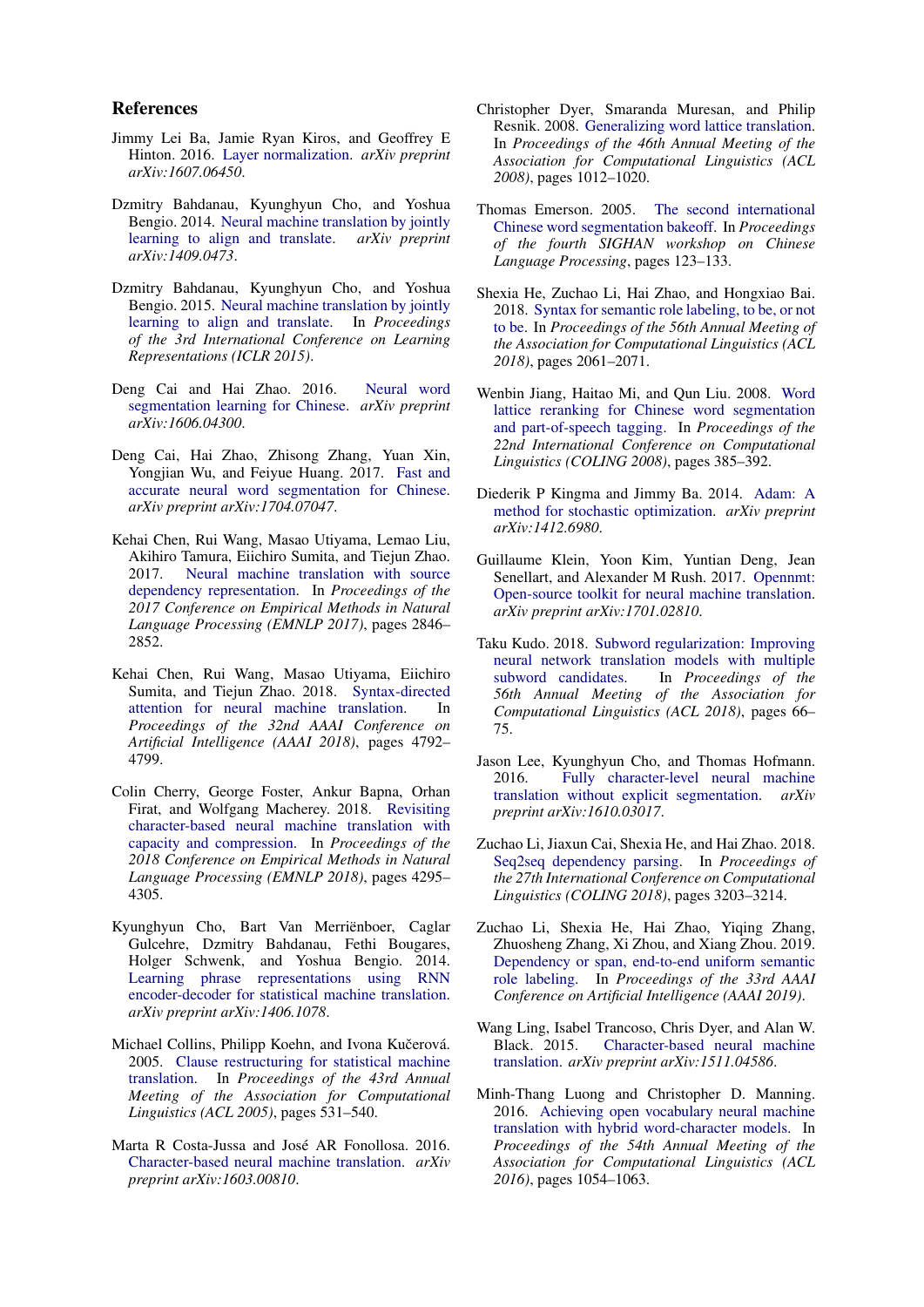## References

Jimmy Lei Ba, Jamie Ryan Kiros, and Geoffrey E Hinton. 2016. Layer normalization. *arXiv preprint arXiv:1607.06450*.

Dzmitry Bahdanau, Kyunghyun Cho, and Yoshua Bengio. 2014. Neural machine translation by jointly learning to align and translate. *arXiv preprint arXiv:1409.0473*.

Dzmitry Bahdanau, Kyunghyun Cho, and Yoshua Bengio. 2015. Neural machine translation by jointly learning to align and translate. In *Proceedings of the 3rd International Conference on Learning Representations (ICLR 2015)*.

Deng Cai and Hai Zhao. 2016. Neural word segmentation learning for Chinese. *arXiv preprint arXiv:1606.04300*.

Deng Cai, Hai Zhao, Zhisong Zhang, Yuan Xin, Yongjian Wu, and Feiyue Huang. 2017. Fast and accurate neural word segmentation for Chinese. *arXiv preprint arXiv:1704.07047*.

Kehai Chen, Rui Wang, Masao Utiyama, Lemao Liu, Akihiro Tamura, Eiichiro Sumita, and Tiejun Zhao. 2017. Neural machine translation with source dependency representation. In *Proceedings of the 2017 Conference on Empirical Methods in Natural Language Processing (EMNLP 2017)*, pages 2846–2852.

Kehai Chen, Rui Wang, Masao Utiyama, Eiichiro Sumita, and Tiejun Zhao. 2018. Syntax-directed attention for neural machine translation. In *Proceedings of the 32nd AAAI Conference on Artificial Intelligence (AAAI 2018)*, pages 4792–4799.

Colin Cherry, George Foster, Ankur Bapna, Orhan Firat, and Wolfgang Macherey. 2018. Revisiting character-based neural machine translation with capacity and compression. In *Proceedings of the 2018 Conference on Empirical Methods in Natural Language Processing (EMNLP 2018)*, pages 4295–4305.

Kyunghyun Cho, Bart Van Merriënboer, Caglar Gulcehre, Dzmitry Bahdanau, Fethi Bougares, Holger Schwenk, and Yoshua Bengio. 2014. Learning phrase representations using RNN encoder-decoder for statistical machine translation. *arXiv preprint arXiv:1406.1078*.

Michael Collins, Philipp Koehn, and Ivona Kučerová. 2005. Clause restructuring for statistical machine translation. In *Proceedings of the 43rd Annual Meeting of the Association for Computational Linguistics (ACL 2005)*, pages 531–540.

Marta R Costa-Jussa and José AR Fonollosa. 2016. Character-based neural machine translation. *arXiv preprint arXiv:1603.00810*.

Christopher Dyer, Smaranda Muresan, and Philip Resnik. 2008. Generalizing word lattice translation. In *Proceedings of the 46th Annual Meeting of the Association for Computational Linguistics (ACL 2008)*, pages 1012–1020.

Thomas Emerson. 2005. The second international Chinese word segmentation bakeoff. In *Proceedings of the fourth SIGHAN workshop on Chinese Language Processing*, pages 123–133.

Shexia He, Zuchao Li, Hai Zhao, and Hongxiao Bai. 2018. Syntax for semantic role labeling, to be, or not to be. In *Proceedings of the 56th Annual Meeting of the Association for Computational Linguistics (ACL 2018)*, pages 2061–2071.

Wenbin Jiang, Haitao Mi, and Qun Liu. 2008. Word lattice reranking for Chinese word segmentation and part-of-speech tagging. In *Proceedings of the 22nd International Conference on Computational Linguistics (COLING 2008)*, pages 385–392.

Diederik P Kingma and Jimmy Ba. 2014. Adam: A method for stochastic optimization. *arXiv preprint arXiv:1412.6980*.

Guillaume Klein, Yoon Kim, Yuntian Deng, Jean Senellart, and Alexander M Rush. 2017. Opennmt: Open-source toolkit for neural machine translation. *arXiv preprint arXiv:1701.02810*.

Taku Kudo. 2018. Subword regularization: Improving neural network translation models with multiple subword candidates. In *Proceedings of the 56th Annual Meeting of the Association for Computational Linguistics (ACL 2018)*, pages 66–75.

Jason Lee, Kyunghyun Cho, and Thomas Hofmann. 2016. Fully character-level neural machine translation without explicit segmentation. *arXiv preprint arXiv:1610.03017*.

Zuchao Li, Jiaxun Cai, Shexia He, and Hai Zhao. 2018. Seq2seq dependency parsing. In *Proceedings of the 27th International Conference on Computational Linguistics (COLING 2018)*, pages 3203–3214.

Zuchao Li, Shexia He, Hai Zhao, Yiqing Zhang, Zhuosheng Zhang, Xi Zhou, and Xiang Zhou. 2019. Dependency or span, end-to-end uniform semantic role labeling. In *Proceedings of the 33rd AAAI Conference on Artificial Intelligence (AAAI 2019)*.

Wang Ling, Isabel Trancoso, Chris Dyer, and Alan W. Black. 2015. Character-based neural machine translation. *arXiv preprint arXiv:1511.04586*.

Minh-Thang Luong and Christopher D. Manning. 2016. Achieving open vocabulary neural machine translation with hybrid word-character models. In *Proceedings of the 54th Annual Meeting of the Association for Computational Linguistics (ACL 2016)*, pages 1054–1063.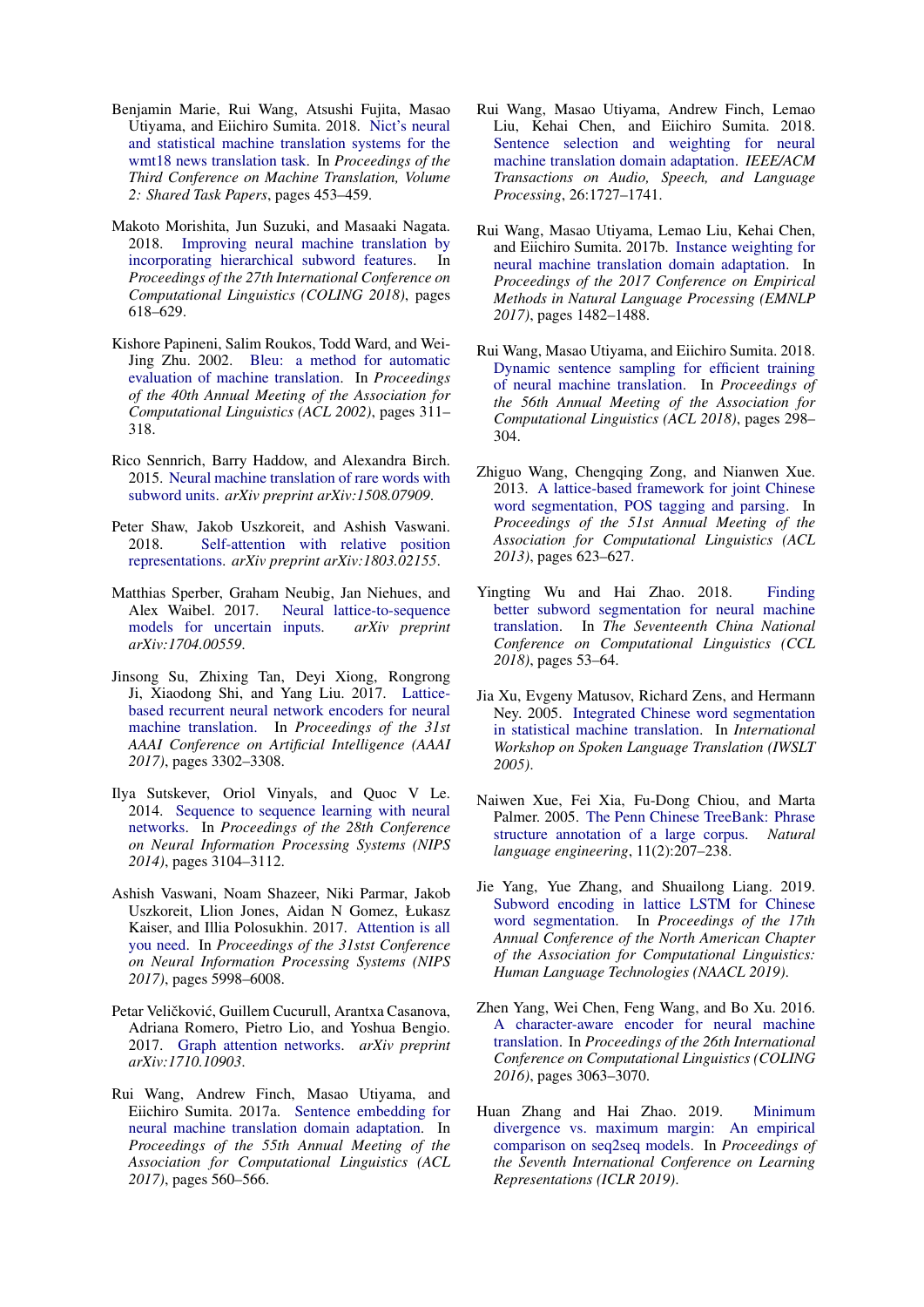Benjamin Marie, Rui Wang, Atsushi Fujita, Masao Utiyama, and Eiichiro Sumita. 2018. Nict's neural and statistical machine translation systems for the wmt18 news translation task. In *Proceedings of the Third Conference on Machine Translation, Volume 2: Shared Task Papers*, pages 453–459.

Makoto Morishita, Jun Suzuki, and Masaaki Nagata. 2018. Improving neural machine translation by incorporating hierarchical subword features. In *Proceedings of the 27th International Conference on Computational Linguistics (COLING 2018)*, pages 618–629.

Kishore Papineni, Salim Roukos, Todd Ward, and Wei-Jing Zhu. 2002. Bleu: a method for automatic evaluation of machine translation. In *Proceedings of the 40th Annual Meeting of the Association for Computational Linguistics (ACL 2002)*, pages 311–318.

Rico Sennrich, Barry Haddow, and Alexandra Birch. 2015. Neural machine translation of rare words with subword units. *arXiv preprint arXiv:1508.07909*.

Peter Shaw, Jakob Uszkoreit, and Ashish Vaswani. 2018. Self-attention with relative position representations. *arXiv preprint arXiv:1803.02155*.

Matthias Sperber, Graham Neubig, Jan Niehues, and Alex Waibel. 2017. Neural lattice-to-sequence models for uncertain inputs. *arXiv preprint arXiv:1704.00559*.

Jinsong Su, Zhixing Tan, Deyi Xiong, Rongrong Ji, Xiaodong Shi, and Yang Liu. 2017. Lattice-based recurrent neural network encoders for neural machine translation. In *Proceedings of the 31st AAAI Conference on Artificial Intelligence (AAAI 2017)*, pages 3302–3308.

Ilya Sutskever, Oriol Vinyals, and Quoc V Le. 2014. Sequence to sequence learning with neural networks. In *Proceedings of the 28th Conference on Neural Information Processing Systems (NIPS 2014)*, pages 3104–3112.

Ashish Vaswani, Noam Shazeer, Niki Parmar, Jakob Uszkoreit, Llion Jones, Aidan N Gomez, Łukasz Kaiser, and Illia Polosukhin. 2017. Attention is all you need. In *Proceedings of the 31stst Conference on Neural Information Processing Systems (NIPS 2017)*, pages 5998–6008.

Petar Veličković, Guillem Cucurull, Arantxa Casanova, Adriana Romero, Pietro Lio, and Yoshua Bengio. 2017. Graph attention networks. *arXiv preprint arXiv:1710.10903*.

Rui Wang, Andrew Finch, Masao Utiyama, and Eiichiro Sumita. 2017a. Sentence embedding for neural machine translation domain adaptation. In *Proceedings of the 55th Annual Meeting of the Association for Computational Linguistics (ACL 2017)*, pages 560–566.

Rui Wang, Masao Utiyama, Andrew Finch, Lemao Liu, Kehai Chen, and Eiichiro Sumita. 2018. Sentence selection and weighting for neural machine translation domain adaptation. *IEEE/ACM Transactions on Audio, Speech, and Language Processing*, 26:1727–1741.

Rui Wang, Masao Utiyama, Lemao Liu, Kehai Chen, and Eiichiro Sumita. 2017b. Instance weighting for neural machine translation domain adaptation. In *Proceedings of the 2017 Conference on Empirical Methods in Natural Language Processing (EMNLP 2017)*, pages 1482–1488.

Rui Wang, Masao Utiyama, and Eiichiro Sumita. 2018. Dynamic sentence sampling for efficient training of neural machine translation. In *Proceedings of the 56th Annual Meeting of the Association for Computational Linguistics (ACL 2018)*, pages 298–304.

Zhiguo Wang, Chengqing Zong, and Nianwen Xue. 2013. A lattice-based framework for joint Chinese word segmentation, POS tagging and parsing. In *Proceedings of the 51st Annual Meeting of the Association for Computational Linguistics (ACL 2013)*, pages 623–627.

Yingting Wu and Hai Zhao. 2018. Finding better subword segmentation for neural machine translation. In *The Seventeenth China National Conference on Computational Linguistics (CCL 2018)*, pages 53–64.

Jia Xu, Evgeny Matusov, Richard Zens, and Hermann Ney. 2005. Integrated Chinese word segmentation in statistical machine translation. In *International Workshop on Spoken Language Translation (IWSLT 2005)*.

Naiwen Xue, Fei Xia, Fu-Dong Chiou, and Marta Palmer. 2005. The Penn Chinese TreeBank: Phrase structure annotation of a large corpus. *Natural language engineering*, 11(2):207–238.

Jie Yang, Yue Zhang, and Shuailong Liang. 2019. Subword encoding in lattice LSTM for Chinese word segmentation. In *Proceedings of the 17th Annual Conference of the North American Chapter of the Association for Computational Linguistics: Human Language Technologies (NAACL 2019)*.

Zhen Yang, Wei Chen, Feng Wang, and Bo Xu. 2016. A character-aware encoder for neural machine translation. In *Proceedings of the 26th International Conference on Computational Linguistics (COLING 2016)*, pages 3063–3070.

Huan Zhang and Hai Zhao. 2019. Minimum divergence vs. maximum margin: An empirical comparison on seq2seq models. In *Proceedings of the Seventh International Conference on Learning Representations (ICLR 2019)*.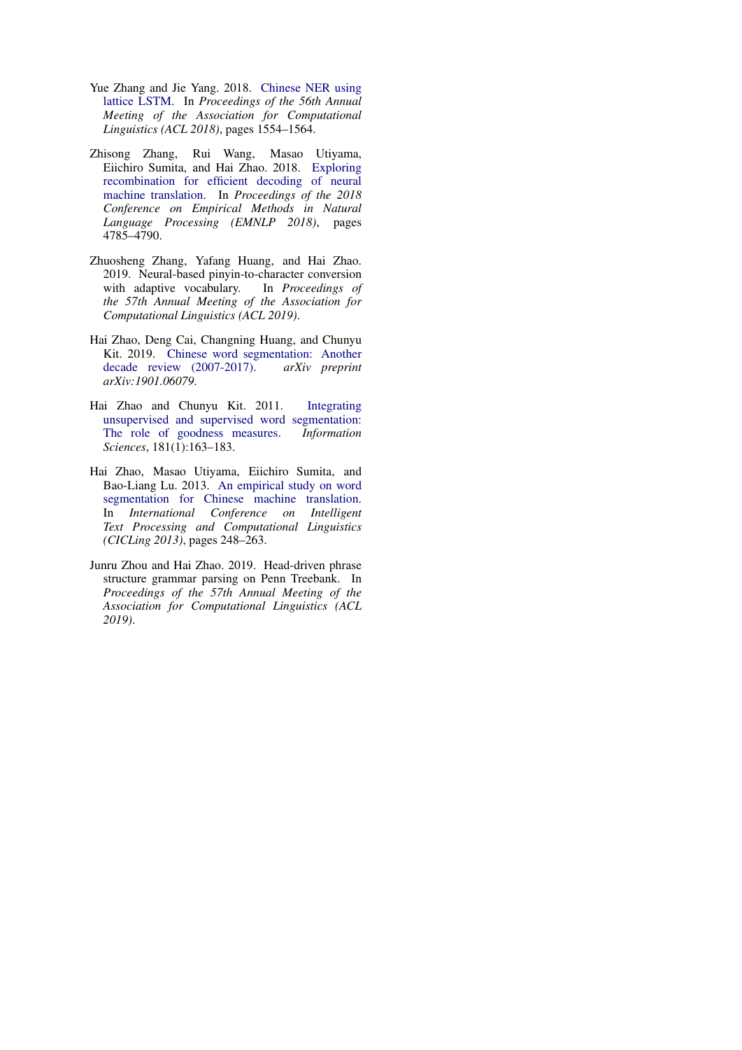Yue Zhang and Jie Yang. 2018. Chinese NER using lattice LSTM. In *Proceedings of the 56th Annual Meeting of the Association for Computational Linguistics (ACL 2018)*, pages 1554–1564.

Zhisong Zhang, Rui Wang, Masao Utiyama, Eiichiro Sumita, and Hai Zhao. 2018. Exploring recombination for efficient decoding of neural machine translation. In *Proceedings of the 2018 Conference on Empirical Methods in Natural Language Processing (EMNLP 2018)*, pages 4785–4790.

Zhuosheng Zhang, Yafang Huang, and Hai Zhao. 2019. Neural-based pinyin-to-character conversion with adaptive vocabulary. In *Proceedings of the 57th Annual Meeting of the Association for Computational Linguistics (ACL 2019)*.

Hai Zhao, Deng Cai, Changning Huang, and Chunyu Kit. 2019. Chinese word segmentation: Another decade review (2007-2017). *arXiv preprint arXiv:1901.06079*.

Hai Zhao and Chunyu Kit. 2011. Integrating unsupervised and supervised word segmentation: The role of goodness measures. *Information Sciences*, 181(1):163–183.

Hai Zhao, Masao Utiyama, Eiichiro Sumita, and Bao-Liang Lu. 2013. An empirical study on word segmentation for Chinese machine translation. In *International Conference on Intelligent Text Processing and Computational Linguistics (CICLing 2013)*, pages 248–263.

Junru Zhou and Hai Zhao. 2019. Head-driven phrase structure grammar parsing on Penn Treebank. In *Proceedings of the 57th Annual Meeting of the Association for Computational Linguistics (ACL 2019)*.